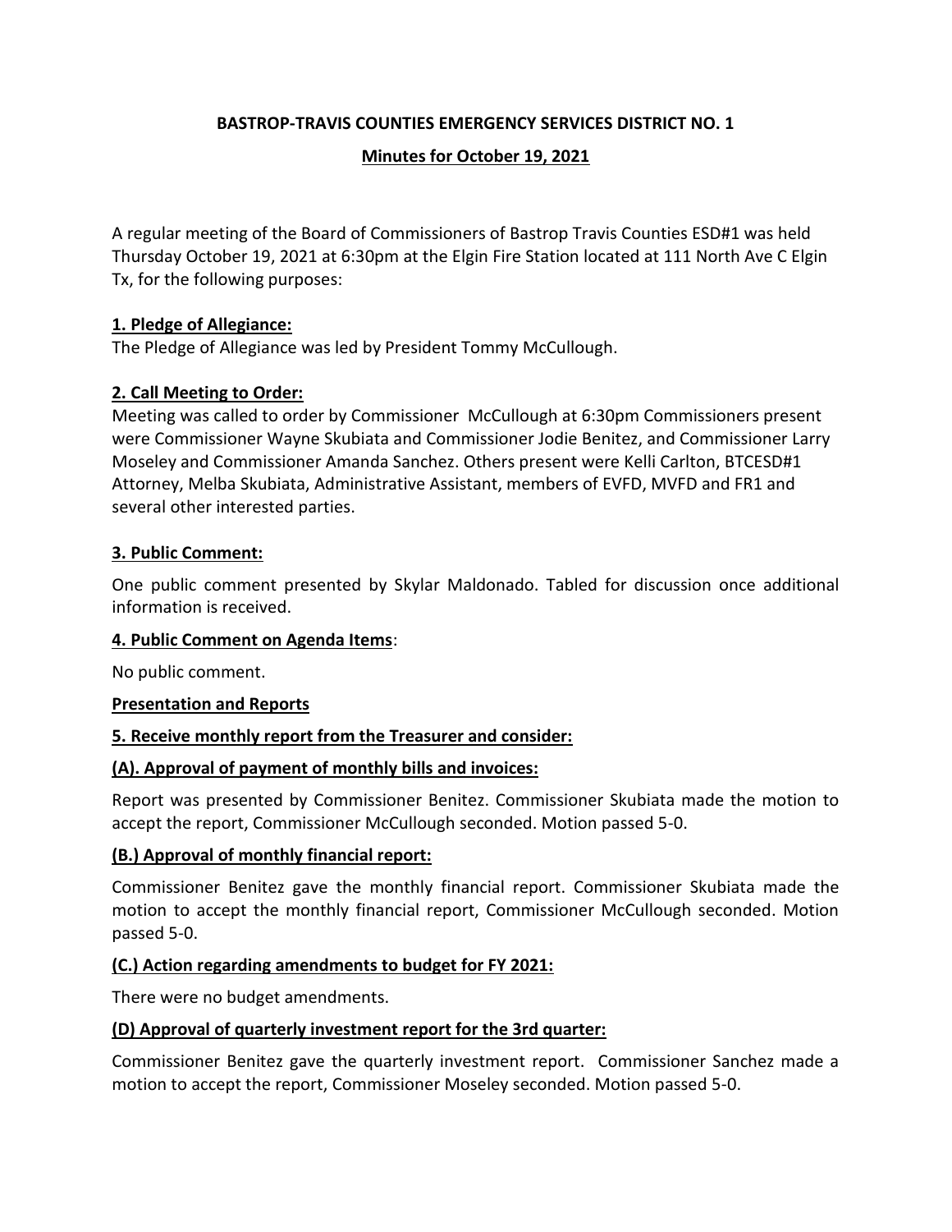**BASTROP-TRAVIS COUNTIES EMERGENCY SERVICES DISTRICT NO. 1**

**Minutes for October 19, 2021**

A regular meeting of the Board of Commissioners of Bastrop Travis Counties ESD#1 was held Thursday October 19, 2021 at 6:30pm at the Elgin Fire Station located at 111 North Ave C Elgin Tx, for the following purposes:

**1. Pledge of Allegiance:**

The Pledge of Allegiance was led by President Tommy McCullough.

**2. Call Meeting to Order:**

Meeting was called to order by Commissioner McCullough at 6:30pm Commissioners present were Commissioner Wayne Skubiata and Commissioner Jodie Benitez, and Commissioner Larry Moseley and Commissioner Amanda Sanchez. Others present were Kelli Carlton, BTCESD#1 Attorney, Melba Skubiata, Administrative Assistant, members of EVFD, MVFD and FR1 and several other interested parties.

**3. Public Comment:**

One public comment presented by Skylar Maldonado. Tabled for discussion once additional information is received.

**4. Public Comment on Agenda Items**:

No public comment.

**Presentation and Reports**

**5. Receive monthly report from the Treasurer and consider:**

**(A). Approval of payment of monthly bills and invoices:**

Report was presented by Commissioner Benitez. Commissioner Skubiata made the motion to accept the report, Commissioner McCullough seconded. Motion passed 5-0.

**(B.) Approval of monthly financial report:**

Commissioner Benitez gave the monthly financial report. Commissioner Skubiata made the motion to accept the monthly financial report, Commissioner McCullough seconded. Motion passed 5-0.

**(C.) Action regarding amendments to budget for FY 2021:**

There were no budget amendments.

**(D) Approval of quarterly investment report for the 3rd quarter:**

Commissioner Benitez gave the quarterly investment report. Commissioner Sanchez made a motion to accept the report, Commissioner Moseley seconded. Motion passed 5-0.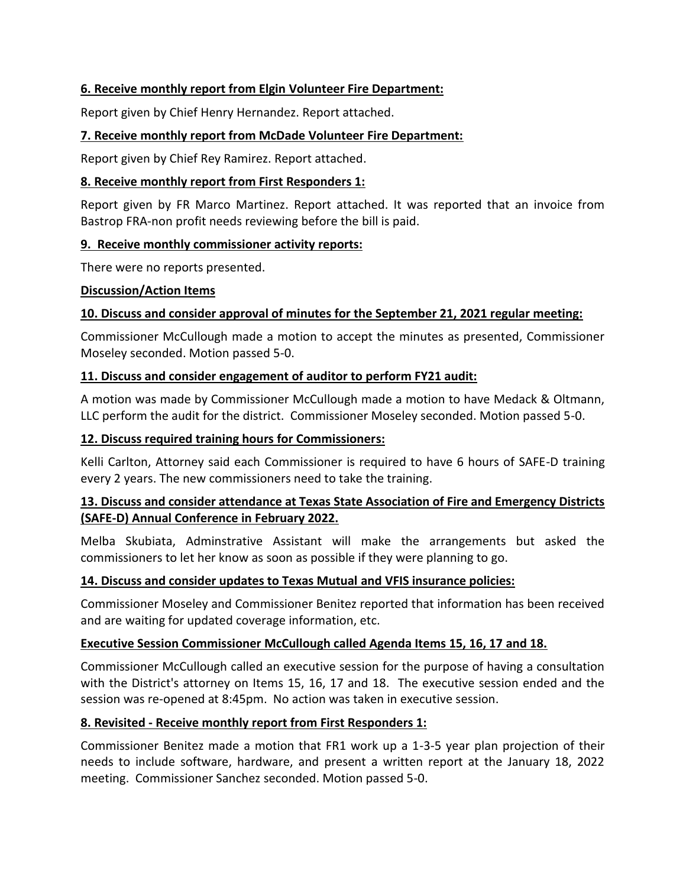**6. Receive monthly report from Elgin Volunteer Fire Department:**

Report given by Chief Henry Hernandez. Report attached.

**7. Receive monthly report from McDade Volunteer Fire Department:**

Report given by Chief Rey Ramirez. Report attached.

**8. Receive monthly report from First Responders 1:**

Report given by FR Marco Martinez. Report attached. It was reported that an invoice from Bastrop FRA-non profit needs reviewing before the bill is paid.

**9. Receive monthly commissioner activity reports:**

There were no reports presented.

**Discussion/Action Items**

**10. Discuss and consider approval of minutes for the September 21, 2021 regular meeting:**

Commissioner McCullough made a motion to accept the minutes as presented, Commissioner Moseley seconded. Motion passed 5-0.

**11. Discuss and consider engagement of auditor to perform FY21 audit:**

A motion was made by Commissioner McCullough made a motion to have Medack & Oltmann, LLC perform the audit for the district. Commissioner Moseley seconded. Motion passed 5-0.

**12. Discuss required training hours for Commissioners:**

Kelli Carlton, Attorney said each Commissioner is required to have 6 hours of SAFE-D training every 2 years. The new commissioners need to take the training.

**13. Discuss and consider attendance at Texas State Association of Fire and Emergency Districts (SAFE-D) Annual Conference in February 2022.**

Melba Skubiata, Adminstrative Assistant will make the arrangements but asked the commissioners to let her know as soon as possible if they were planning to go.

**14. Discuss and consider updates to Texas Mutual and VFIS insurance policies:**

Commissioner Moseley and Commissioner Benitez reported that information has been received and are waiting for updated coverage information, etc.

**Executive Session Commissioner McCullough called Agenda Items 15, 16, 17 and 18.**

Commissioner McCullough called an executive session for the purpose of having a consultation with the District's attorney on Items 15, 16, 17 and 18. The executive session ended and the session was re-opened at 8:45pm. No action was taken in executive session.

**8. Revisited - Receive monthly report from First Responders 1:**

Commissioner Benitez made a motion that FR1 work up a 1-3-5 year plan projection of their needs to include software, hardware, and present a written report at the January 18, 2022 meeting. Commissioner Sanchez seconded. Motion passed 5-0.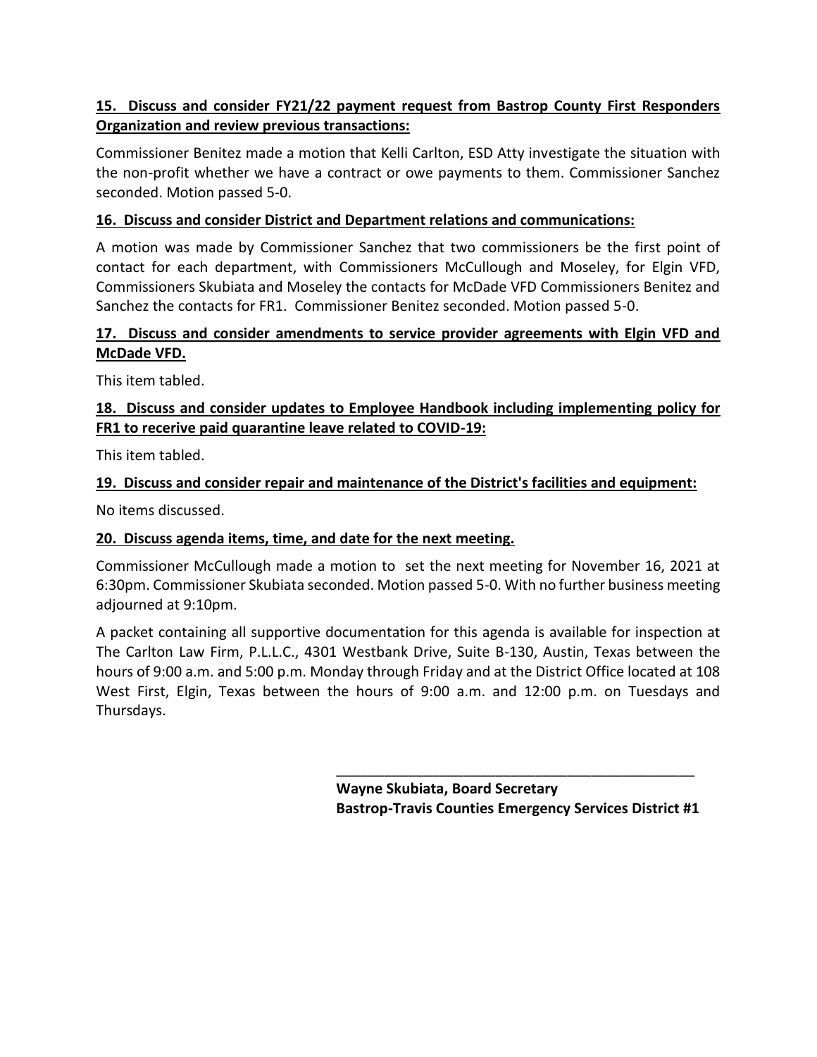**15. Discuss and consider FY21/22 payment request from Bastrop County First Responders Organization and review previous transactions:**

Commissioner Benitez made a motion that Kelli Carlton, ESD Atty investigate the situation with the non-profit whether we have a contract or owe payments to them. Commissioner Sanchez seconded. Motion passed 5-0.

**16. Discuss and consider District and Department relations and communications:**

A motion was made by Commissioner Sanchez that two commissioners be the first point of contact for each department, with Commissioners McCullough and Moseley, for Elgin VFD, Commissioners Skubiata and Moseley the contacts for McDade VFD Commissioners Benitez and Sanchez the contacts for FR1. Commissioner Benitez seconded. Motion passed 5-0.

**17. Discuss and consider amendments to service provider agreements with Elgin VFD and McDade VFD.**

This item tabled.

**18. Discuss and consider updates to Employee Handbook including implementing policy for FR1 to recerive paid quarantine leave related to COVID-19:**

This item tabled.

**19. Discuss and consider repair and maintenance of the District's facilities and equipment:**

No items discussed.

**20. Discuss agenda items, time, and date for the next meeting.**

Commissioner McCullough made a motion to set the next meeting for November 16, 2021 at 6:30pm. Commissioner Skubiata seconded. Motion passed 5-0. With no further business meeting adjourned at 9:10pm.

A packet containing all supportive documentation for this agenda is available for inspection at The Carlton Law Firm, P.L.L.C., 4301 Westbank Drive, Suite B-130, Austin, Texas between the hours of 9:00 a.m. and 5:00 p.m. Monday through Friday and at the District Office located at 108 West First, Elgin, Texas between the hours of 9:00 a.m. and 12:00 p.m. on Tuesdays and Thursdays.

\_\_\_\_\_\_\_\_\_\_\_\_\_\_\_\_\_\_\_\_\_\_\_\_\_\_\_\_\_\_\_\_\_\_\_\_\_\_\_\_\_\_\_\_\_\_

**Wayne Skubiata, Board Secretary**
**Bastrop-Travis Counties Emergency Services District #1**